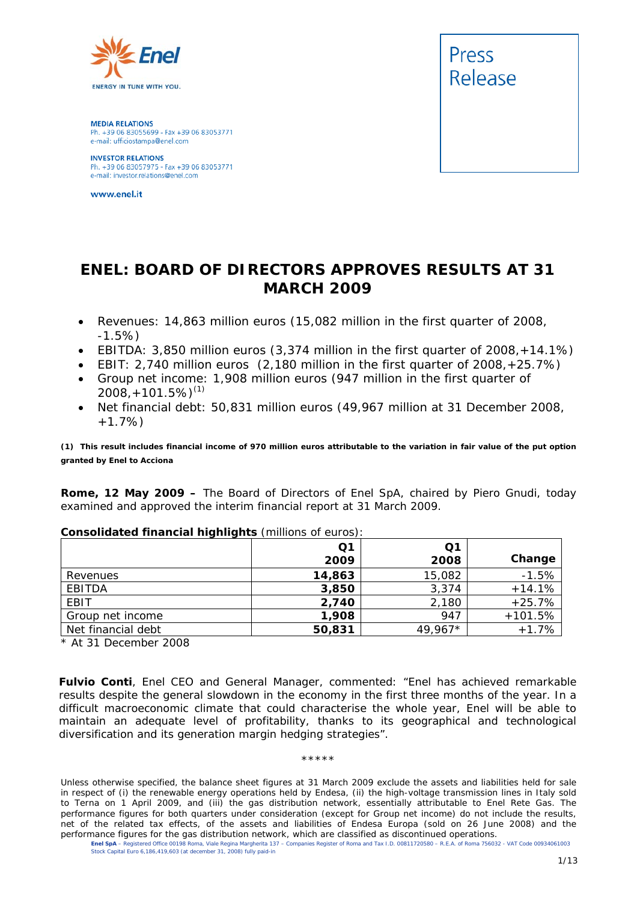Enel

ENERGY IN TUNE WITH YOU.

**MEDIA RELATIONS**
Ph. +39 06 83055699 - Fax +39 06 83053771
e-mail: ufficiostampa@enel.com

**INVESTOR RELATIONS**
Ph. +39 06 83057975 - Fax +39 06 83053771
e-mail: investor.relations@enel.com

www.enel.it

Press Release

# ENEL: BOARD OF DIRECTORS APPROVES RESULTS AT 31 MARCH 2009

- Revenues: 14,863 million euros (15,082 million in the first quarter of 2008, -1.5%)
- EBITDA: 3,850 million euros (3,374 million in the first quarter of 2008,+14.1%)
- EBIT: 2,740 million euros (2,180 million in the first quarter of 2008,+25.7%)
- Group net income: 1,908 million euros (947 million in the first quarter of 2008,+101.5%)(1)
- Net financial debt: 50,831 million euros (49,967 million at 31 December 2008, +1.7%)

**(1) This result includes financial income of 970 million euros attributable to the variation in fair value of the put option granted by Enel to Acciona**

**Rome, 12 May 2009 –** The Board of Directors of Enel SpA, chaired by Piero Gnudi, today examined and approved the interim financial report at 31 March 2009.

**Consolidated financial highlights** (millions of euros):

| | Q1 2009 | Q1 2008 | Change |
|---|---|---|---|
| Revenues | **14,863** | 15,082 | -1.5% |
| EBITDA | **3,850** | 3,374 | +14.1% |
| EBIT | **2,740** | 2,180 | +25.7% |
| Group net income | **1,908** | 947 | +101.5% |
| Net financial debt | **50,831** | 49,967* | +1.7% |

\* At 31 December 2008

**Fulvio Conti**, Enel CEO and General Manager, commented: "Enel has achieved remarkable results despite the general slowdown in the economy in the first three months of the year. In a difficult macroeconomic climate that could characterise the whole year, Enel will be able to maintain an adequate level of profitability, thanks to its geographical and technological diversification and its generation margin hedging strategies".

\*\*\*\*\*

Unless otherwise specified, the balance sheet figures at 31 March 2009 exclude the assets and liabilities held for sale in respect of (i) the renewable energy operations held by Endesa, (ii) the high-voltage transmission lines in Italy sold to Terna on 1 April 2009, and (iii) the gas distribution network, essentially attributable to Enel Rete Gas. The performance figures for both quarters under consideration (except for Group net income) do not include the results, net of the related tax effects, of the assets and liabilities of Endesa Europa (sold on 26 June 2008) and the performance figures for the gas distribution network, which are classified as discontinued operations.

**Enel SpA** – Registered Office 00198 Roma, Viale Regina Margherita 137 – Companies Register of Roma and Tax I.D. 00811720580 – R.E.A. of Roma 756032 – VAT Code 00934061003
Stock Capital Euro 6,186,419,603 (at december 31, 2008) fully paid-in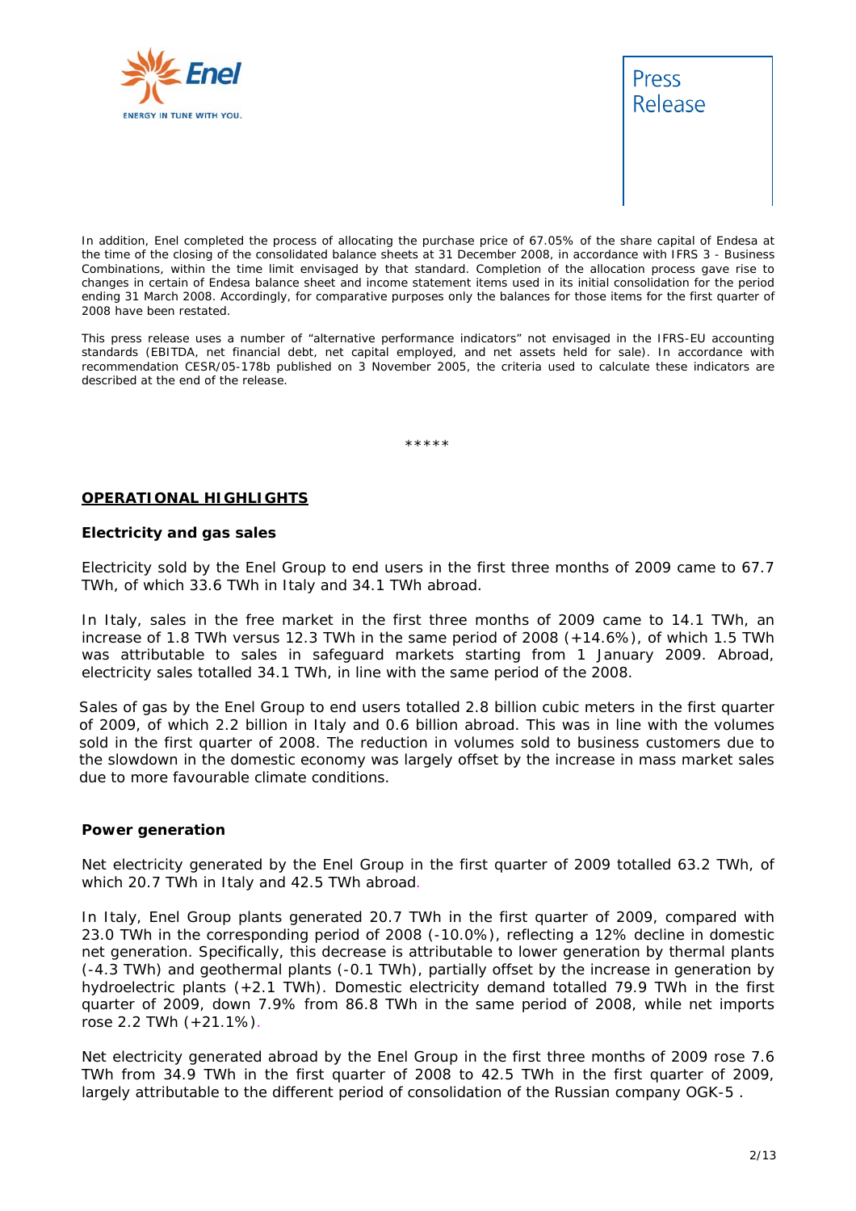In addition, Enel completed the process of allocating the purchase price of 67.05% of the share capital of Endesa at the time of the closing of the consolidated balance sheets at 31 December 2008, in accordance with IFRS 3 - Business Combinations, within the time limit envisaged by that standard. Completion of the allocation process gave rise to changes in certain of Endesa balance sheet and income statement items used in its initial consolidation for the period ending 31 March 2008. Accordingly, for comparative purposes only the balances for those items for the first quarter of 2008 have been restated.

This press release uses a number of "alternative performance indicators" not envisaged in the IFRS-EU accounting standards (EBITDA, net financial debt, net capital employed, and net assets held for sale). In accordance with recommendation CESR/05-178b published on 3 November 2005, the criteria used to calculate these indicators are described at the end of the release.

*****

## OPERATIONAL HIGHLIGHTS

### Electricity and gas sales

Electricity sold by the Enel Group to end users in the first three months of 2009 came to 67.7 TWh, of which 33.6 TWh in Italy and 34.1 TWh abroad.

In Italy, sales in the free market in the first three months of 2009 came to 14.1 TWh, an increase of 1.8 TWh versus 12.3 TWh in the same period of 2008 (+14.6%), of which 1.5 TWh was attributable to sales in safeguard markets starting from 1 January 2009. Abroad, electricity sales totalled 34.1 TWh, in line with the same period of the 2008.

Sales of gas by the Enel Group to end users totalled 2.8 billion cubic meters in the first quarter of 2009, of which 2.2 billion in Italy and 0.6 billion abroad. This was in line with the volumes sold in the first quarter of 2008. The reduction in volumes sold to business customers due to the slowdown in the domestic economy was largely offset by the increase in mass market sales due to more favourable climate conditions.

### Power generation

Net electricity generated by the Enel Group in the first quarter of 2009 totalled 63.2 TWh, of which 20.7 TWh in Italy and 42.5 TWh abroad.

In Italy, Enel Group plants generated 20.7 TWh in the first quarter of 2009, compared with 23.0 TWh in the corresponding period of 2008 (-10.0%), reflecting a 12% decline in domestic net generation. Specifically, this decrease is attributable to lower generation by thermal plants (-4.3 TWh) and geothermal plants (-0.1 TWh), partially offset by the increase in generation by hydroelectric plants (+2.1 TWh). Domestic electricity demand totalled 79.9 TWh in the first quarter of 2009, down 7.9% from 86.8 TWh in the same period of 2008, while net imports rose 2.2 TWh (+21.1%).

Net electricity generated abroad by the Enel Group in the first three months of 2009 rose 7.6 TWh from 34.9 TWh in the first quarter of 2008 to 42.5 TWh in the first quarter of 2009, largely attributable to the different period of consolidation of the Russian company OGK-5 .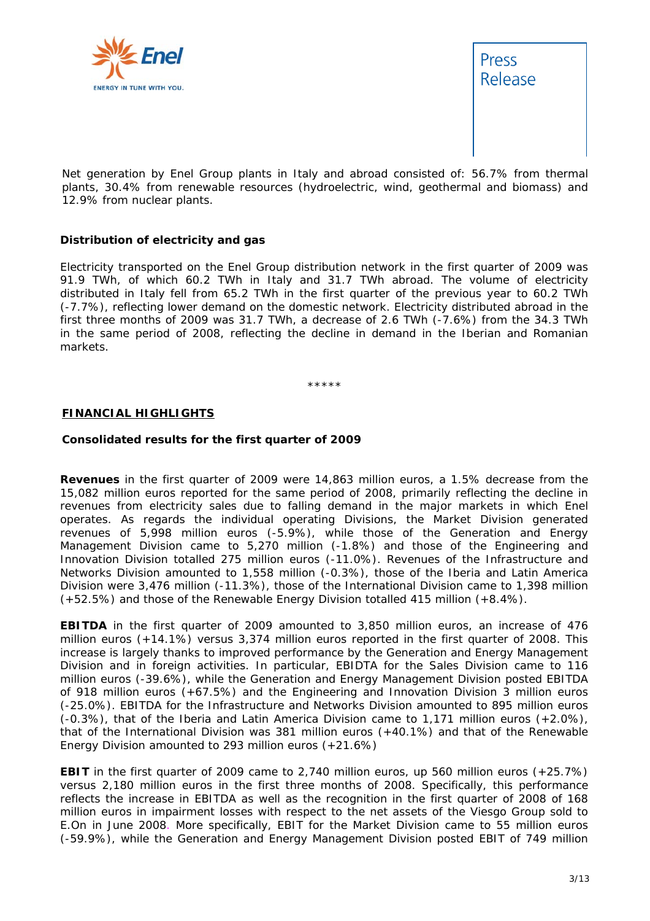Net generation by Enel Group plants in Italy and abroad consisted of: 56.7% from thermal plants, 30.4% from renewable resources (hydroelectric, wind, geothermal and biomass) and 12.9% from nuclear plants.

**Distribution of electricity and gas**

Electricity transported on the Enel Group distribution network in the first quarter of 2009 was 91.9 TWh, of which 60.2 TWh in Italy and 31.7 TWh abroad. The volume of electricity distributed in Italy fell from 65.2 TWh in the first quarter of the previous year to 60.2 TWh (-7.7%), reflecting lower demand on the domestic network. Electricity distributed abroad in the first three months of 2009 was 31.7 TWh, a decrease of 2.6 TWh (-7.6%) from the 34.3 TWh in the same period of 2008, reflecting the decline in demand in the Iberian and Romanian markets.

*****

## FINANCIAL HIGHLIGHTS

**Consolidated results for the first quarter of 2009**

**Revenues** in the first quarter of 2009 were 14,863 million euros, a 1.5% decrease from the 15,082 million euros reported for the same period of 2008, primarily reflecting the decline in revenues from electricity sales due to falling demand in the major markets in which Enel operates. As regards the individual operating Divisions, the Market Division generated revenues of 5,998 million euros (-5.9%), while those of the Generation and Energy Management Division came to 5,270 million (-1.8%) and those of the Engineering and Innovation Division totalled 275 million euros (-11.0%). Revenues of the Infrastructure and Networks Division amounted to 1,558 million (-0.3%), those of the Iberia and Latin America Division were 3,476 million (-11.3%), those of the International Division came to 1,398 million (+52.5%) and those of the Renewable Energy Division totalled 415 million (+8.4%).

**EBITDA** in the first quarter of 2009 amounted to 3,850 million euros, an increase of 476 million euros (+14.1%) versus 3,374 million euros reported in the first quarter of 2008. This increase is largely thanks to improved performance by the Generation and Energy Management Division and in foreign activities. In particular, EBIDTA for the Sales Division came to 116 million euros (-39.6%), while the Generation and Energy Management Division posted EBITDA of 918 million euros (+67.5%) and the Engineering and Innovation Division 3 million euros (-25.0%). EBITDA for the Infrastructure and Networks Division amounted to 895 million euros (-0.3%), that of the Iberia and Latin America Division came to 1,171 million euros (+2.0%), that of the International Division was 381 million euros (+40.1%) and that of the Renewable Energy Division amounted to 293 million euros (+21.6%)

**EBIT** in the first quarter of 2009 came to 2,740 million euros, up 560 million euros (+25.7%) versus 2,180 million euros in the first three months of 2008. Specifically, this performance reflects the increase in EBITDA as well as the recognition in the first quarter of 2008 of 168 million euros in impairment losses with respect to the net assets of the Viesgo Group sold to E.On in June 2008. More specifically, EBIT for the Market Division came to 55 million euros (-59.9%), while the Generation and Energy Management Division posted EBIT of 749 million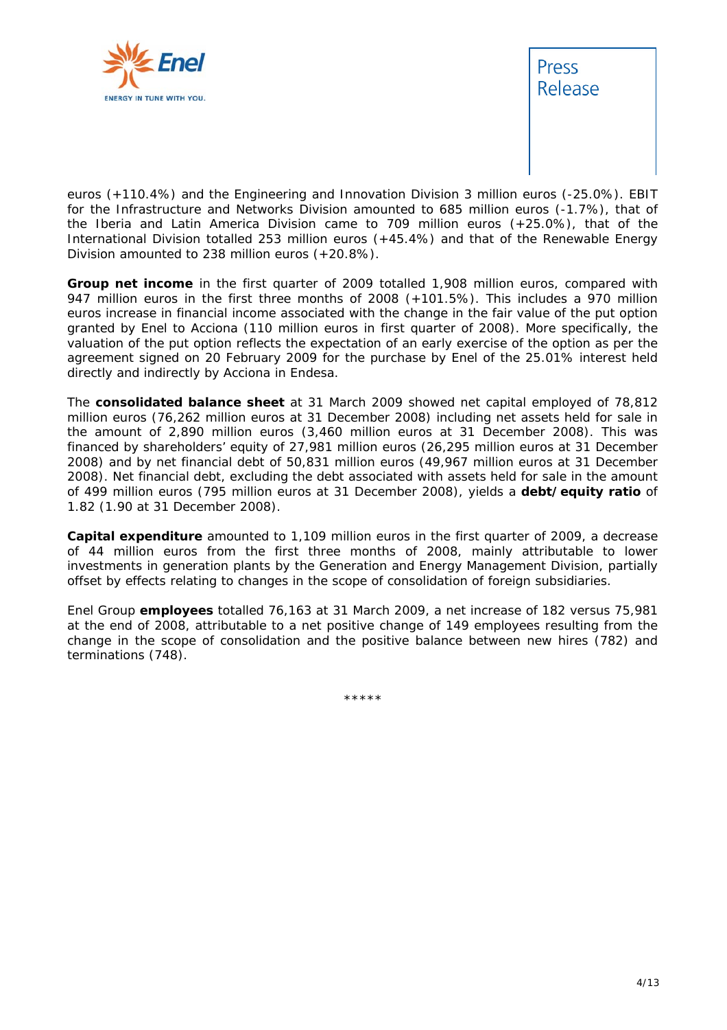euros (+110.4%) and the Engineering and Innovation Division 3 million euros (-25.0%). EBIT for the Infrastructure and Networks Division amounted to 685 million euros (-1.7%), that of the Iberia and Latin America Division came to 709 million euros (+25.0%), that of the International Division totalled 253 million euros (+45.4%) and that of the Renewable Energy Division amounted to 238 million euros (+20.8%).

**Group net income** in the first quarter of 2009 totalled 1,908 million euros, compared with 947 million euros in the first three months of 2008 (+101.5%). This includes a 970 million euros increase in financial income associated with the change in the fair value of the put option granted by Enel to Acciona (110 million euros in first quarter of 2008). More specifically, the valuation of the put option reflects the expectation of an early exercise of the option as per the agreement signed on 20 February 2009 for the purchase by Enel of the 25.01% interest held directly and indirectly by Acciona in Endesa.

The **consolidated balance sheet** at 31 March 2009 showed net capital employed of 78,812 million euros (76,262 million euros at 31 December 2008) including net assets held for sale in the amount of 2,890 million euros (3,460 million euros at 31 December 2008). This was financed by shareholders' equity of 27,981 million euros (26,295 million euros at 31 December 2008) and by net financial debt of 50,831 million euros (49,967 million euros at 31 December 2008). Net financial debt, excluding the debt associated with assets held for sale in the amount of 499 million euros (795 million euros at 31 December 2008), yields a **debt/equity ratio** of 1.82 (1.90 at 31 December 2008).

**Capital expenditure** amounted to 1,109 million euros in the first quarter of 2009, a decrease of 44 million euros from the first three months of 2008, mainly attributable to lower investments in generation plants by the Generation and Energy Management Division, partially offset by effects relating to changes in the scope of consolidation of foreign subsidiaries.

Enel Group **employees** totalled 76,163 at 31 March 2009, a net increase of 182 versus 75,981 at the end of 2008, attributable to a net positive change of 149 employees resulting from the change in the scope of consolidation and the positive balance between new hires (782) and terminations (748).

*****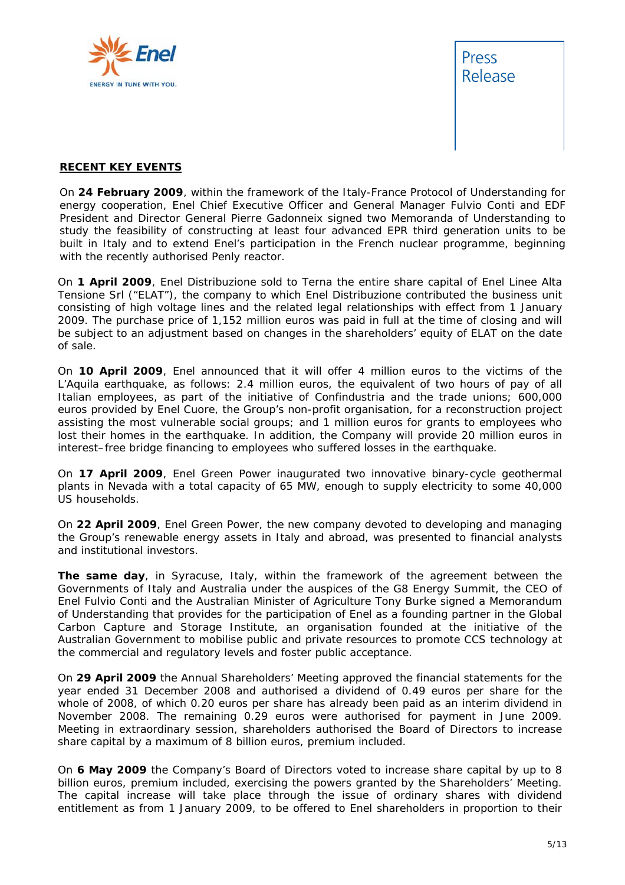## RECENT KEY EVENTS

On **24 February 2009**, within the framework of the Italy-France Protocol of Understanding for energy cooperation, Enel Chief Executive Officer and General Manager Fulvio Conti and EDF President and Director General Pierre Gadonneix signed two Memoranda of Understanding to study the feasibility of constructing at least four advanced EPR third generation units to be built in Italy and to extend Enel's participation in the French nuclear programme, beginning with the recently authorised Penly reactor.

On **1 April 2009**, Enel Distribuzione sold to Terna the entire share capital of Enel Linee Alta Tensione Srl ("ELAT"), the company to which Enel Distribuzione contributed the business unit consisting of high voltage lines and the related legal relationships with effect from 1 January 2009. The purchase price of 1,152 million euros was paid in full at the time of closing and will be subject to an adjustment based on changes in the shareholders' equity of ELAT on the date of sale.

On **10 April 2009**, Enel announced that it will offer 4 million euros to the victims of the L'Aquila earthquake, as follows: 2.4 million euros, the equivalent of two hours of pay of all Italian employees, as part of the initiative of Confindustria and the trade unions; 600,000 euros provided by Enel Cuore, the Group's non-profit organisation, for a reconstruction project assisting the most vulnerable social groups; and 1 million euros for grants to employees who lost their homes in the earthquake. In addition, the Company will provide 20 million euros in interest–free bridge financing to employees who suffered losses in the earthquake.

On **17 April 2009**, Enel Green Power inaugurated two innovative binary-cycle geothermal plants in Nevada with a total capacity of 65 MW, enough to supply electricity to some 40,000 US households.

On **22 April 2009**, Enel Green Power, the new company devoted to developing and managing the Group's renewable energy assets in Italy and abroad, was presented to financial analysts and institutional investors.

**The same day**, in Syracuse, Italy, within the framework of the agreement between the Governments of Italy and Australia under the auspices of the G8 Energy Summit, the CEO of Enel Fulvio Conti and the Australian Minister of Agriculture Tony Burke signed a Memorandum of Understanding that provides for the participation of Enel as a founding partner in the Global Carbon Capture and Storage Institute, an organisation founded at the initiative of the Australian Government to mobilise public and private resources to promote CCS technology at the commercial and regulatory levels and foster public acceptance.

On **29 April 2009** the Annual Shareholders' Meeting approved the financial statements for the year ended 31 December 2008 and authorised a dividend of 0.49 euros per share for the whole of 2008, of which 0.20 euros per share has already been paid as an interim dividend in November 2008. The remaining 0.29 euros were authorised for payment in June 2009. Meeting in extraordinary session, shareholders authorised the Board of Directors to increase share capital by a maximum of 8 billion euros, premium included.

On **6 May 2009** the Company's Board of Directors voted to increase share capital by up to 8 billion euros, premium included, exercising the powers granted by the Shareholders' Meeting. The capital increase will take place through the issue of ordinary shares with dividend entitlement as from 1 January 2009, to be offered to Enel shareholders in proportion to their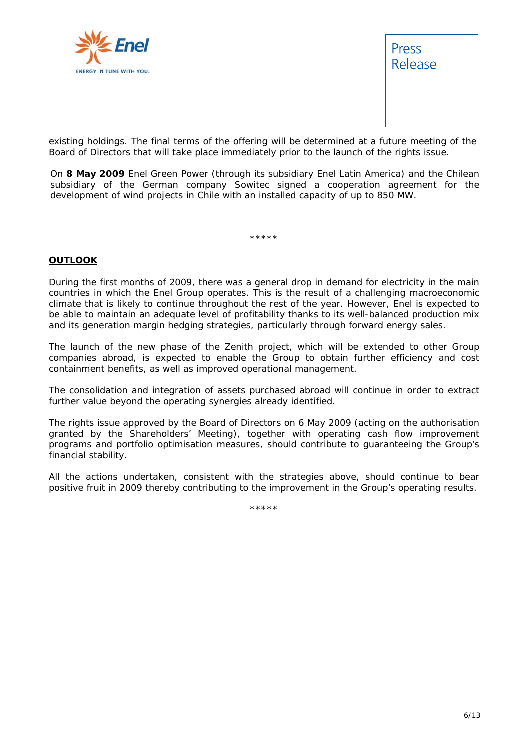existing holdings. The final terms of the offering will be determined at a future meeting of the Board of Directors that will take place immediately prior to the launch of the rights issue.

On **8 May 2009** Enel Green Power (through its subsidiary Enel Latin America) and the Chilean subsidiary of the German company Sowitec signed a cooperation agreement for the development of wind projects in Chile with an installed capacity of up to 850 MW.

*****

## OUTLOOK

During the first months of 2009, there was a general drop in demand for electricity in the main countries in which the Enel Group operates. This is the result of a challenging macroeconomic climate that is likely to continue throughout the rest of the year. However, Enel is expected to be able to maintain an adequate level of profitability thanks to its well-balanced production mix and its generation margin hedging strategies, particularly through forward energy sales.

The launch of the new phase of the Zenith project, which will be extended to other Group companies abroad, is expected to enable the Group to obtain further efficiency and cost containment benefits, as well as improved operational management.

The consolidation and integration of assets purchased abroad will continue in order to extract further value beyond the operating synergies already identified.

The rights issue approved by the Board of Directors on 6 May 2009 (acting on the authorisation granted by the Shareholders' Meeting), together with operating cash flow improvement programs and portfolio optimisation measures, should contribute to guaranteeing the Group's financial stability.

All the actions undertaken, consistent with the strategies above, should continue to bear positive fruit in 2009 thereby contributing to the improvement in the Group's operating results.

*****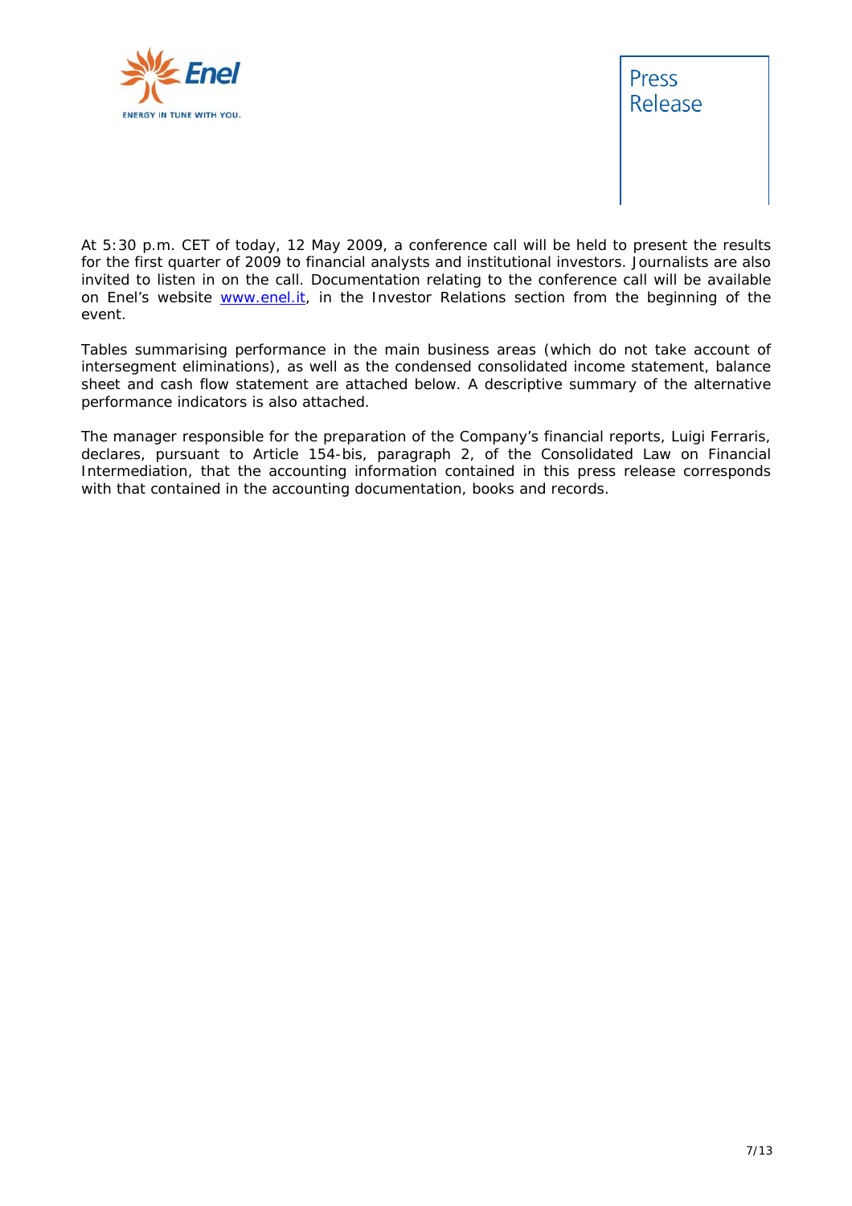At 5:30 p.m. CET of today, 12 May 2009, a conference call will be held to present the results for the first quarter of 2009 to financial analysts and institutional investors. Journalists are also invited to listen in on the call. Documentation relating to the conference call will be available on Enel's website [www.enel.it](http://www.enel.it), in the Investor Relations section from the beginning of the event.

Tables summarising performance in the main business areas (which do not take account of intersegment eliminations), as well as the condensed consolidated income statement, balance sheet and cash flow statement are attached below. A descriptive summary of the alternative performance indicators is also attached.

The manager responsible for the preparation of the Company's financial reports, Luigi Ferraris, declares, pursuant to Article 154-bis, paragraph 2, of the Consolidated Law on Financial Intermediation, that the accounting information contained in this press release corresponds with that contained in the accounting documentation, books and records.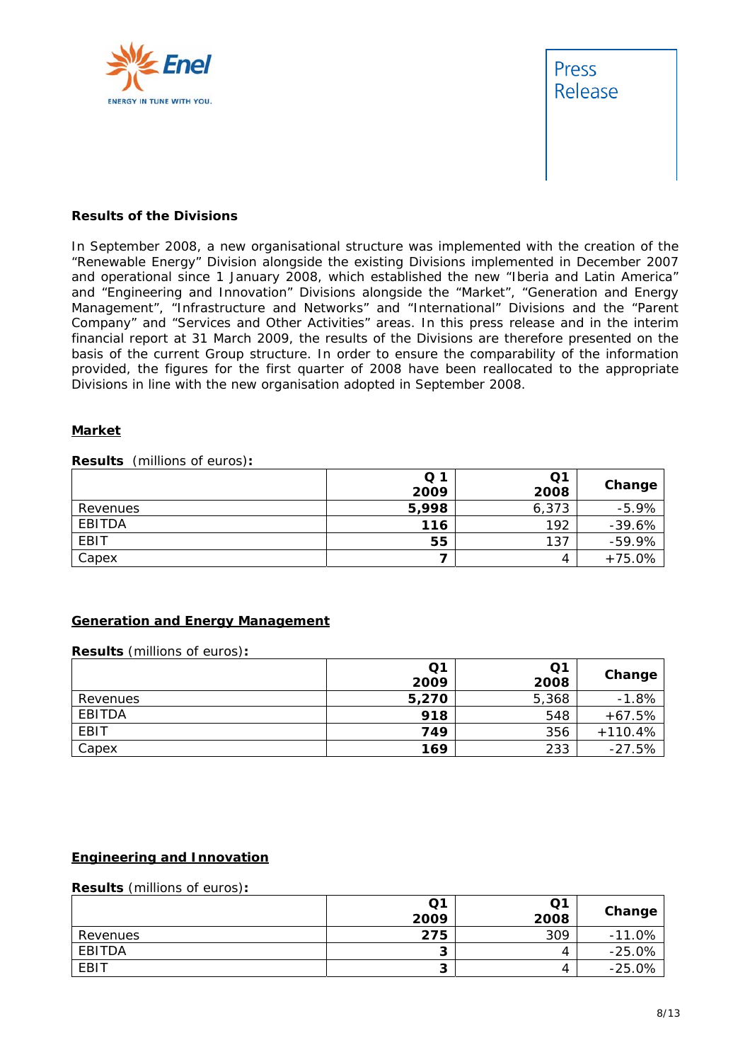## Results of the Divisions

In September 2008, a new organisational structure was implemented with the creation of the "Renewable Energy" Division alongside the existing Divisions implemented in December 2007 and operational since 1 January 2008, which established the new "Iberia and Latin America" and "Engineering and Innovation" Divisions alongside the "Market", "Generation and Energy Management", "Infrastructure and Networks" and "International" Divisions and the "Parent Company" and "Services and Other Activities" areas. In this press release and in the interim financial report at 31 March 2009, the results of the Divisions are therefore presented on the basis of the current Group structure. In order to ensure the comparability of the information provided, the figures for the first quarter of 2008 have been reallocated to the appropriate Divisions in line with the new organisation adopted in September 2008.

### Market

**Results** (millions of euros)**:**

| | **Q 1 2009** | **Q1 2008** | **Change** |
|---|---|---|---|
| Revenues | **5,998** | 6,373 | -5.9% |
| EBITDA | **116** | 192 | -39.6% |
| EBIT | **55** | 137 | -59.9% |
| Capex | **7** | 4 | +75.0% |

### Generation and Energy Management

**Results** (millions of euros)**:**

| | **Q1 2009** | **Q1 2008** | **Change** |
|---|---|---|---|
| Revenues | **5,270** | 5,368 | -1.8% |
| EBITDA | **918** | 548 | +67.5% |
| EBIT | **749** | 356 | +110.4% |
| Capex | **169** | 233 | -27.5% |

### Engineering and Innovation

**Results** (millions of euros)**:**

| | **Q1 2009** | **Q1 2008** | **Change** |
|---|---|---|---|
| Revenues | **275** | 309 | -11.0% |
| EBITDA | **3** | 4 | -25.0% |
| EBIT | **3** | 4 | -25.0% |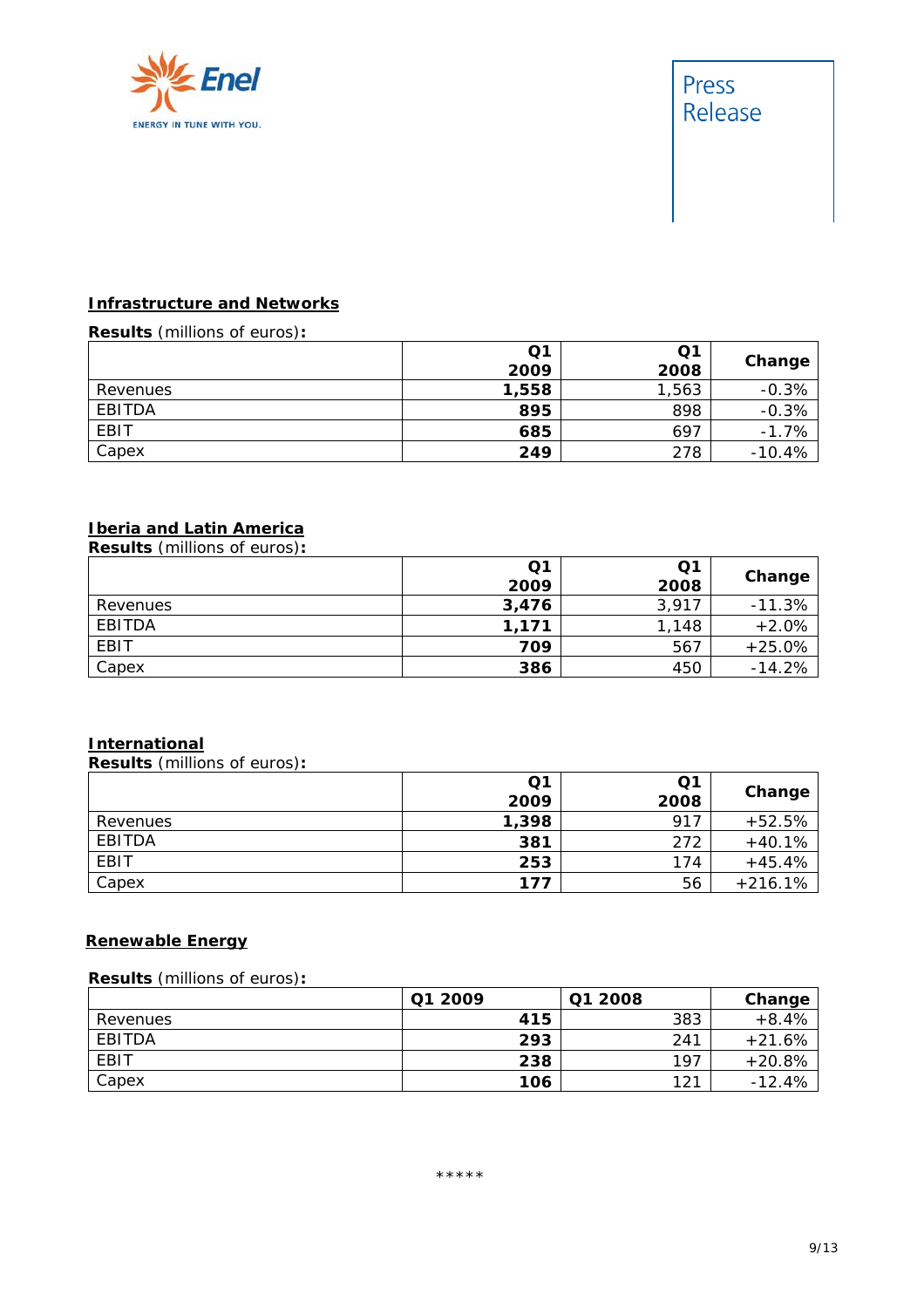## Infrastructure and Networks

**Results** (millions of euros)**:**

| | Q1 2009 | Q1 2008 | Change |
|---|---|---|---|
| Revenues | **1,558** | 1,563 | -0.3% |
| EBITDA | **895** | 898 | -0.3% |
| EBIT | **685** | 697 | -1.7% |
| Capex | **249** | 278 | -10.4% |

## Iberia and Latin America

**Results** (millions of euros)**:**

| | Q1 2009 | Q1 2008 | Change |
|---|---|---|---|
| Revenues | **3,476** | 3,917 | -11.3% |
| EBITDA | **1,171** | 1,148 | +2.0% |
| EBIT | **709** | 567 | +25.0% |
| Capex | **386** | 450 | -14.2% |

## International

**Results** (millions of euros)**:**

| | Q1 2009 | Q1 2008 | Change |
|---|---|---|---|
| Revenues | **1,398** | 917 | +52.5% |
| EBITDA | **381** | 272 | +40.1% |
| EBIT | **253** | 174 | +45.4% |
| Capex | **177** | 56 | +216.1% |

## Renewable Energy

**Results** (millions of euros)**:**

| | Q1 2009 | Q1 2008 | Change |
|---|---|---|---|
| Revenues | **415** | 383 | +8.4% |
| EBITDA | **293** | 241 | +21.6% |
| EBIT | **238** | 197 | +20.8% |
| Capex | **106** | 121 | -12.4% |

*****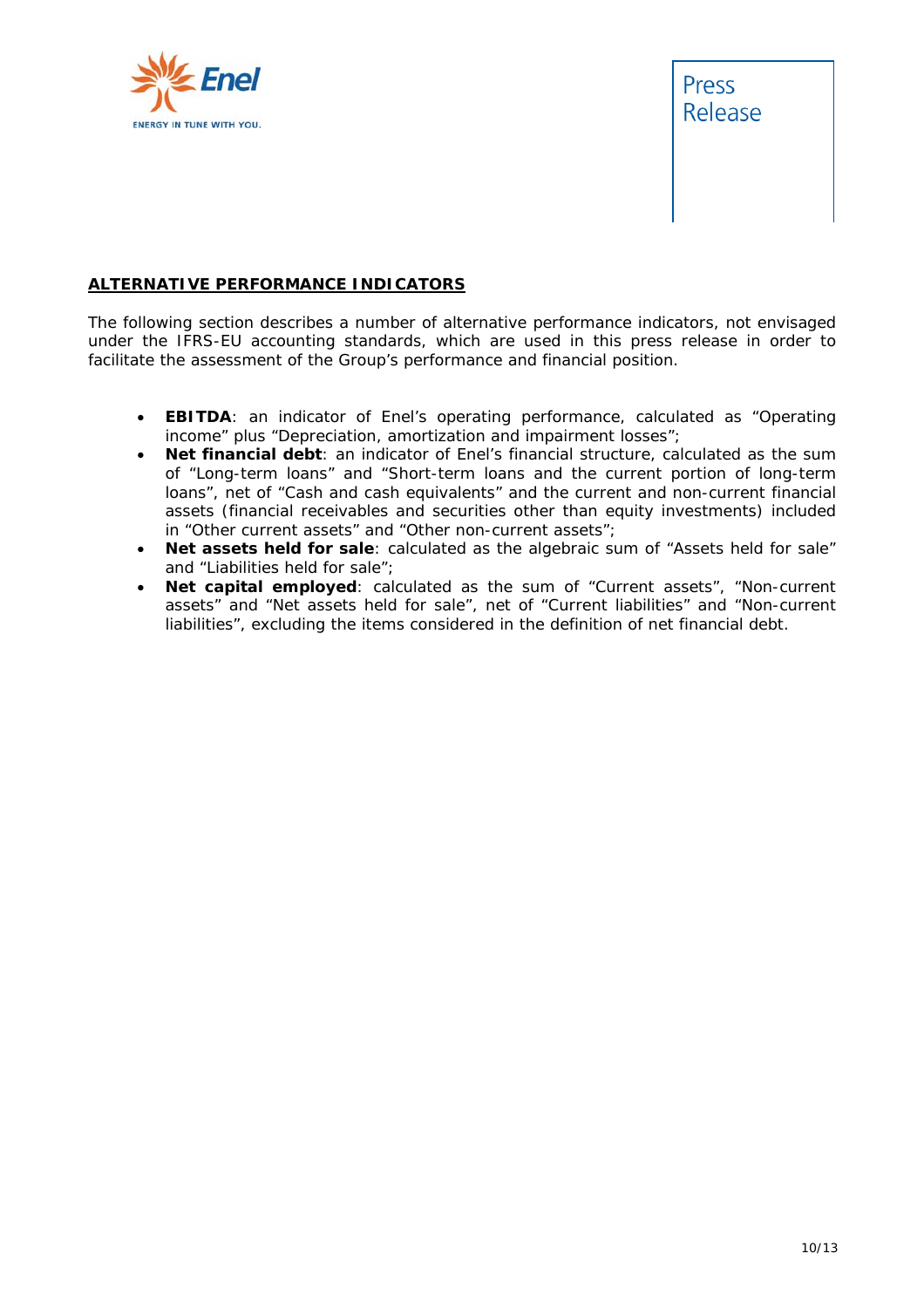## ALTERNATIVE PERFORMANCE INDICATORS

The following section describes a number of alternative performance indicators, not envisaged under the IFRS-EU accounting standards, which are used in this press release in order to facilitate the assessment of the Group's performance and financial position.

- **EBITDA**: an indicator of Enel's operating performance, calculated as "Operating income" plus "Depreciation, amortization and impairment losses";
- **Net financial debt**: an indicator of Enel's financial structure, calculated as the sum of "Long-term loans" and "Short-term loans and the current portion of long-term loans", net of "Cash and cash equivalents" and the current and non-current financial assets (financial receivables and securities other than equity investments) included in "Other current assets" and "Other non-current assets";
- **Net assets held for sale**: calculated as the algebraic sum of "Assets held for sale" and "Liabilities held for sale";
- **Net capital employed**: calculated as the sum of "Current assets", "Non-current assets" and "Net assets held for sale", net of "Current liabilities" and "Non-current liabilities", excluding the items considered in the definition of net financial debt.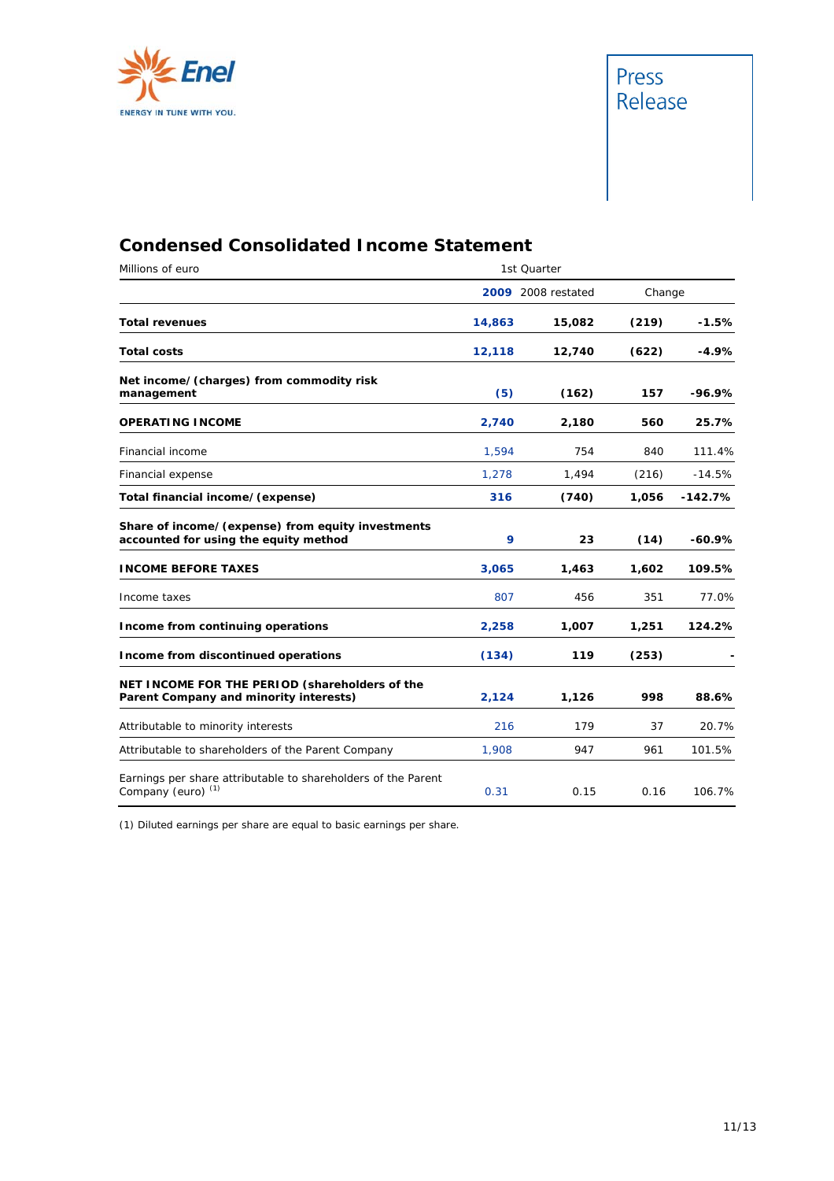Press Release

## Condensed Consolidated Income Statement

| Millions of euro | 1st Quarter | | | |
|---|---|---|---|---|
| | **2009** | 2008 restated | Change | |
| **Total revenues** | **14,863** | **15,082** | **(219)** | **-1.5%** |
| **Total costs** | **12,118** | **12,740** | **(622)** | **-4.9%** |
| **Net income/(charges) from commodity risk management** | **(5)** | **(162)** | **157** | **-96.9%** |
| **OPERATING INCOME** | **2,740** | **2,180** | **560** | **25.7%** |
| Financial income | 1,594 | 754 | 840 | 111.4% |
| Financial expense | 1,278 | 1,494 | (216) | -14.5% |
| **Total financial income/(expense)** | **316** | **(740)** | **1,056** | **-142.7%** |
| **Share of income/(expense) from equity investments accounted for using the equity method** | **9** | **23** | **(14)** | **-60.9%** |
| **INCOME BEFORE TAXES** | **3,065** | **1,463** | **1,602** | **109.5%** |
| Income taxes | 807 | 456 | 351 | 77.0% |
| **Income from continuing operations** | **2,258** | **1,007** | **1,251** | **124.2%** |
| **Income from discontinued operations** | **(134)** | **119** | **(253)** | **-** |
| **NET INCOME FOR THE PERIOD (shareholders of the Parent Company and minority interests)** | **2,124** | **1,126** | **998** | **88.6%** |
| Attributable to minority interests | 216 | 179 | 37 | 20.7% |
| Attributable to shareholders of the Parent Company | 1,908 | 947 | 961 | 101.5% |
| Earnings per share attributable to shareholders of the Parent Company (euro) (1) | 0.31 | 0.15 | 0.16 | 106.7% |

(1) Diluted earnings per share are equal to basic earnings per share.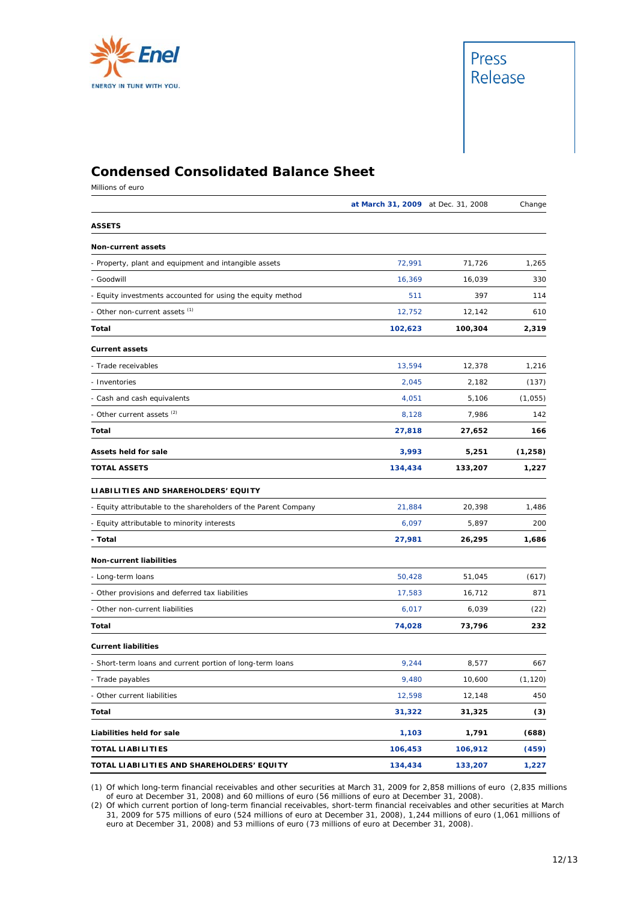# Condensed Consolidated Balance Sheet

Millions of euro

| | at March 31, 2009 | at Dec. 31, 2008 | Change |
|---|---|---|---|
| **ASSETS** | | | |
| **Non-current assets** | | | |
| - Property, plant and equipment and intangible assets | 72,991 | 71,726 | 1,265 |
| - Goodwill | 16,369 | 16,039 | 330 |
| - Equity investments accounted for using the equity method | 511 | 397 | 114 |
| - Other non-current assets [(1)] | 12,752 | 12,142 | 610 |
| **Total** | **102,623** | **100,304** | **2,319** |
| **Current assets** | | | |
| - Trade receivables | 13,594 | 12,378 | 1,216 |
| - Inventories | 2,045 | 2,182 | (137) |
| - Cash and cash equivalents | 4,051 | 5,106 | (1,055) |
| - Other current assets [(2)] | 8,128 | 7,986 | 142 |
| **Total** | **27,818** | **27,652** | **166** |
| **Assets held for sale** | **3,993** | **5,251** | **(1,258)** |
| **TOTAL ASSETS** | **134,434** | **133,207** | **1,227** |
| **LIABILITIES AND SHAREHOLDERS' EQUITY** | | | |
| - Equity attributable to the shareholders of the Parent Company | 21,884 | 20,398 | 1,486 |
| - Equity attributable to minority interests | 6,097 | 5,897 | 200 |
| **- Total** | **27,981** | **26,295** | **1,686** |
| **Non-current liabilities** | | | |
| - Long-term loans | 50,428 | 51,045 | (617) |
| - Other provisions and deferred tax liabilities | 17,583 | 16,712 | 871 |
| - Other non-current liabilities | 6,017 | 6,039 | (22) |
| **Total** | **74,028** | **73,796** | **232** |
| **Current liabilities** | | | |
| - Short-term loans and current portion of long-term loans | 9,244 | 8,577 | 667 |
| - Trade payables | 9,480 | 10,600 | (1,120) |
| - Other current liabilities | 12,598 | 12,148 | 450 |
| **Total** | **31,322** | **31,325** | **(3)** |
| **Liabilities held for sale** | **1,103** | **1,791** | **(688)** |
| **TOTAL LIABILITIES** | **106,453** | **106,912** | **(459)** |
| **TOTAL LIABILITIES AND SHAREHOLDERS' EQUITY** | **134,434** | **133,207** | **1,227** |

(1) Of which long-term financial receivables and other securities at March 31, 2009 for 2,858 millions of euro (2,835 millions of euro at December 31, 2008) and 60 millions of euro (56 millions of euro at December 31, 2008).

(2) Of which current portion of long-term financial receivables, short-term financial receivables and other securities at March 31, 2009 for 575 millions of euro (524 millions of euro at December 31, 2008), 1,244 millions of euro (1,061 millions of euro at December 31, 2008) and 53 millions of euro (73 millions of euro at December 31, 2008).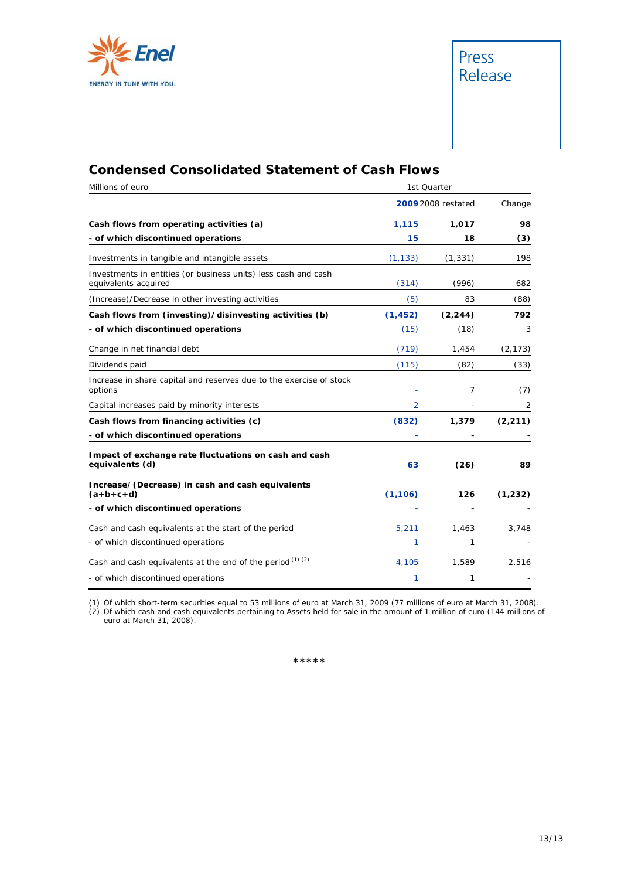## Condensed Consolidated Statement of Cash Flows

| Millions of euro | 1st Quarter | | |
|---|---|---|---|
| | **2009** | 2008 restated | Change |
| **Cash flows from operating activities (a)** | **1,115** | **1,017** | **98** |
| **- of which discontinued operations** | **15** | **18** | **(3)** |
| Investments in tangible and intangible assets | (1,133) | (1,331) | 198 |
| Investments in entities (or business units) less cash and cash equivalents acquired | (314) | (996) | 682 |
| (Increase)/Decrease in other investing activities | (5) | 83 | (88) |
| **Cash flows from (investing)/disinvesting activities (b)** | **(1,452)** | **(2,244)** | **792** |
| **- of which discontinued operations** | (15) | (18) | 3 |
| Change in net financial debt | (719) | 1,454 | (2,173) |
| Dividends paid | (115) | (82) | (33) |
| Increase in share capital and reserves due to the exercise of stock options | - | 7 | (7) |
| Capital increases paid by minority interests | 2 | - | 2 |
| **Cash flows from financing activities (c)** | **(832)** | **1,379** | **(2,211)** |
| **- of which discontinued operations** | **-** | **-** | **-** |
| **Impact of exchange rate fluctuations on cash and cash equivalents (d)** | **63** | **(26)** | **89** |
| **Increase/(Decrease) in cash and cash equivalents (a+b+c+d)** | **(1,106)** | **126** | **(1,232)** |
| **- of which discontinued operations** | **-** | **-** | **-** |
| Cash and cash equivalents at the start of the period | 5,211 | 1,463 | 3,748 |
| - of which discontinued operations | 1 | 1 | - |
| Cash and cash equivalents at the end of the period [(1) (2)] | 4,105 | 1,589 | 2,516 |
| - of which discontinued operations | 1 | 1 | - |

(1) Of which short-term securities equal to 53 millions of euro at March 31, 2009 (77 millions of euro at March 31, 2008).
(2) Of which cash and cash equivalents pertaining to Assets held for sale in the amount of 1 million of euro (144 millions of euro at March 31, 2008).

*****